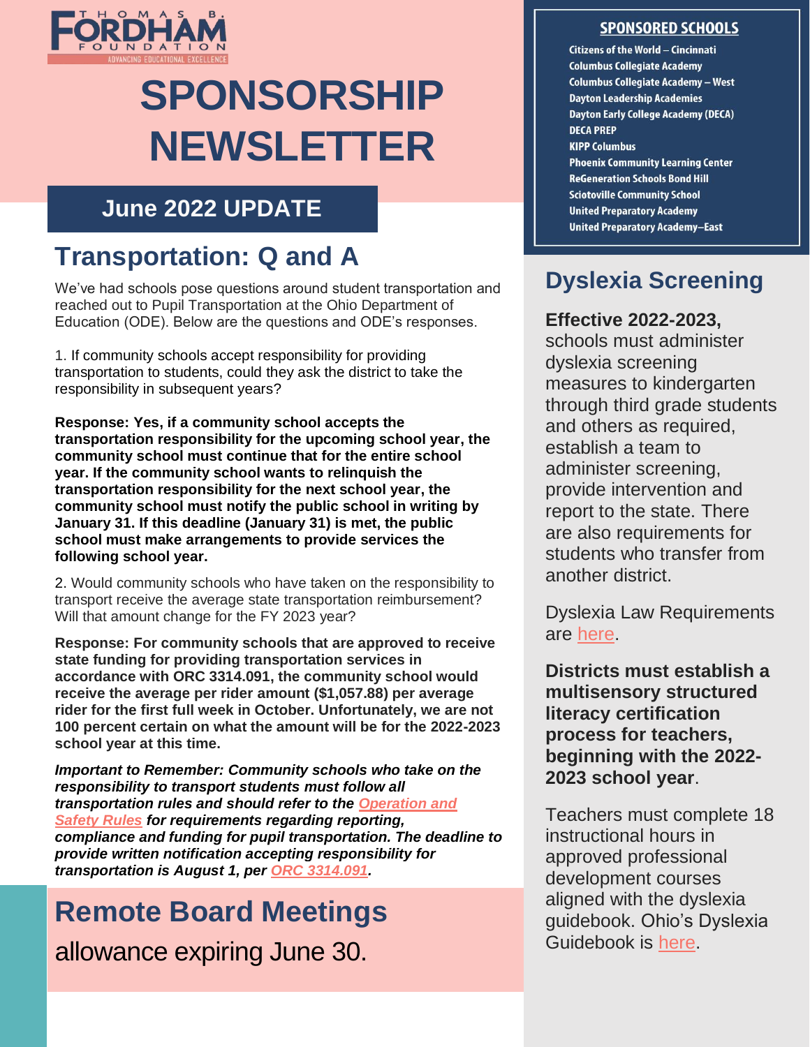THOMAS B. FORDHAM FOUNDATION
ADVANCING EDUCATIONAL EXCELLENCE

# SPONSORSHIP NEWSLETTER

## June 2022 UPDATE

## Transportation: Q and A

We've had schools pose questions around student transportation and reached out to Pupil Transportation at the Ohio Department of Education (ODE). Below are the questions and ODE's responses.

1. If community schools accept responsibility for providing transportation to students, could they ask the district to take the responsibility in subsequent years?

**Response: Yes, if a community school accepts the transportation responsibility for the upcoming school year, the community school must continue that for the entire school year. If the community school wants to relinquish the transportation responsibility for the next school year, the community school must notify the public school in writing by January 31. If this deadline (January 31) is met, the public school must make arrangements to provide services the following school year.**

2. Would community schools who have taken on the responsibility to transport receive the average state transportation reimbursement? Will that amount change for the FY 2023 year?

**Response: For community schools that are approved to receive state funding for providing transportation services in accordance with ORC 3314.091, the community school would receive the average per rider amount ($1,057.88) per average rider for the first full week in October. Unfortunately, we are not 100 percent certain on what the amount will be for the 2022-2023 school year at this time.**

***Important to Remember: Community schools who take on the responsibility to transport students must follow all transportation rules and should refer to the [Operation and Safety Rules]() for requirements regarding reporting, compliance and funding for pupil transportation. The deadline to provide written notification accepting responsibility for transportation is August 1, per [ORC 3314.091]().***

## Remote Board Meetings

allowance expiring June 30.

### SPONSORED SCHOOLS

- Citizens of the World – Cincinnati
- Columbus Collegiate Academy
- Columbus Collegiate Academy – West
- Dayton Leadership Academies
- Dayton Early College Academy (DECA)
- DECA PREP
- KIPP Columbus
- Phoenix Community Learning Center
- ReGeneration Schools Bond Hill
- Sciotoville Community School
- United Preparatory Academy
- United Preparatory Academy–East

## Dyslexia Screening

**Effective 2022-2023,** schools must administer dyslexia screening measures to kindergarten through third grade students and others as required, establish a team to administer screening, provide intervention and report to the state. There are also requirements for students who transfer from another district.

Dyslexia Law Requirements are [here]().

**Districts must establish a multisensory structured literacy certification process for teachers, beginning with the 2022-2023 school year**.

Teachers must complete 18 instructional hours in approved professional development courses aligned with the dyslexia guidebook. Ohio's Dyslexia Guidebook is [here]().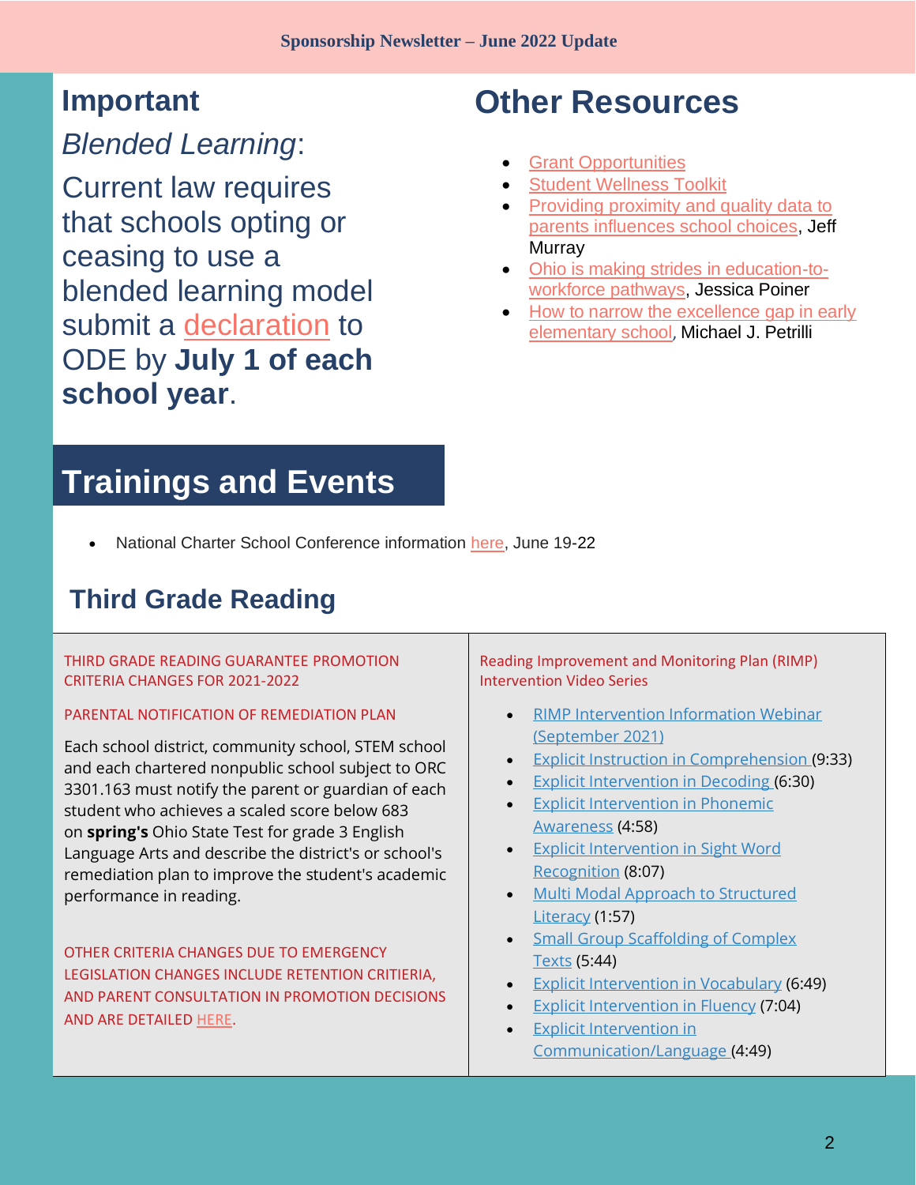## Important

*Blended Learning*:

Current law requires that schools opting or ceasing to use a blended learning model submit a declaration to ODE by **July 1 of each school year**.

## Other Resources

- Grant Opportunities
- Student Wellness Toolkit
- Providing proximity and quality data to parents influences school choices, Jeff Murray
- Ohio is making strides in education-to-workforce pathways, Jessica Poiner
- How to narrow the excellence gap in early elementary school, Michael J. Petrilli

## Trainings and Events

- National Charter School Conference information here, June 19-22

## Third Grade Reading

THIRD GRADE READING GUARANTEE PROMOTION CRITERIA CHANGES FOR 2021-2022

PARENTAL NOTIFICATION OF REMEDIATION PLAN

Each school district, community school, STEM school and each chartered nonpublic school subject to ORC 3301.163 must notify the parent or guardian of each student who achieves a scaled score below 683 on **spring's** Ohio State Test for grade 3 English Language Arts and describe the district's or school's remediation plan to improve the student's academic performance in reading.

OTHER CRITERIA CHANGES DUE TO EMERGENCY LEGISLATION CHANGES INCLUDE RETENTION CRITIERIA, AND PARENT CONSULTATION IN PROMOTION DECISIONS AND ARE DETAILED HERE.

Reading Improvement and Monitoring Plan (RIMP) Intervention Video Series

- RIMP Intervention Information Webinar (September 2021)
- Explicit Instruction in Comprehension (9:33)
- Explicit Intervention in Decoding (6:30)
- Explicit Intervention in Phonemic Awareness (4:58)
- Explicit Intervention in Sight Word Recognition (8:07)
- Multi Modal Approach to Structured Literacy (1:57)
- Small Group Scaffolding of Complex Texts (5:44)
- Explicit Intervention in Vocabulary (6:49)
- Explicit Intervention in Fluency (7:04)
- Explicit Intervention in Communication/Language (4:49)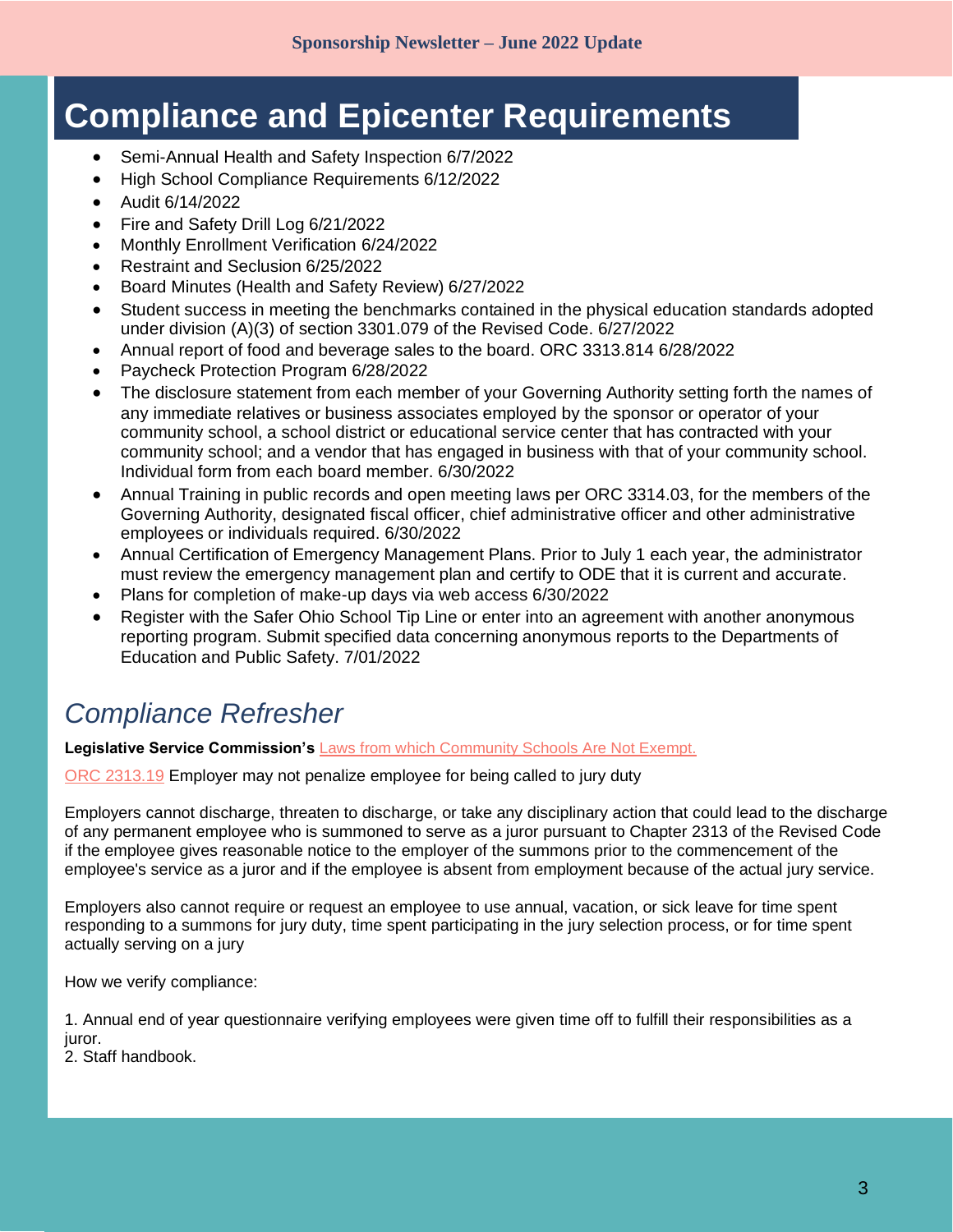# Compliance and Epicenter Requirements

- Semi-Annual Health and Safety Inspection 6/7/2022
- High School Compliance Requirements 6/12/2022
- Audit 6/14/2022
- Fire and Safety Drill Log 6/21/2022
- Monthly Enrollment Verification 6/24/2022
- Restraint and Seclusion 6/25/2022
- Board Minutes (Health and Safety Review) 6/27/2022
- Student success in meeting the benchmarks contained in the physical education standards adopted under division (A)(3) of section 3301.079 of the Revised Code. 6/27/2022
- Annual report of food and beverage sales to the board. ORC 3313.814 6/28/2022
- Paycheck Protection Program 6/28/2022
- The disclosure statement from each member of your Governing Authority setting forth the names of any immediate relatives or business associates employed by the sponsor or operator of your community school, a school district or educational service center that has contracted with your community school; and a vendor that has engaged in business with that of your community school. Individual form from each board member. 6/30/2022
- Annual Training in public records and open meeting laws per ORC 3314.03, for the members of the Governing Authority, designated fiscal officer, chief administrative officer and other administrative employees or individuals required. 6/30/2022
- Annual Certification of Emergency Management Plans. Prior to July 1 each year, the administrator must review the emergency management plan and certify to ODE that it is current and accurate.
- Plans for completion of make-up days via web access 6/30/2022
- Register with the Safer Ohio School Tip Line or enter into an agreement with another anonymous reporting program. Submit specified data concerning anonymous reports to the Departments of Education and Public Safety. 7/01/2022

## *Compliance Refresher*

**Legislative Service Commission's** Laws from which Community Schools Are Not Exempt.

ORC 2313.19 Employer may not penalize employee for being called to jury duty

Employers cannot discharge, threaten to discharge, or take any disciplinary action that could lead to the discharge of any permanent employee who is summoned to serve as a juror pursuant to Chapter 2313 of the Revised Code if the employee gives reasonable notice to the employer of the summons prior to the commencement of the employee's service as a juror and if the employee is absent from employment because of the actual jury service.

Employers also cannot require or request an employee to use annual, vacation, or sick leave for time spent responding to a summons for jury duty, time spent participating in the jury selection process, or for time spent actually serving on a jury

How we verify compliance:

1. Annual end of year questionnaire verifying employees were given time off to fulfill their responsibilities as a juror.
2. Staff handbook.